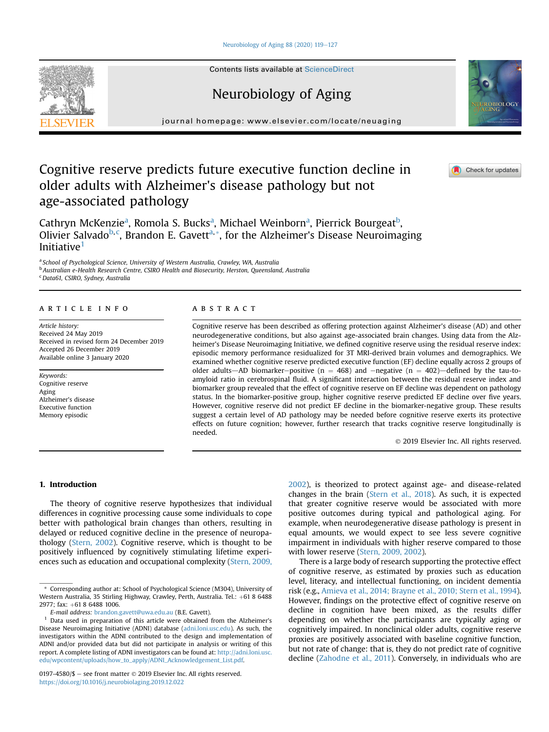# Cognitive reserve predicts future executive function decline in older adults with Alzheimer's disease pathology but not age-associated pathology

Cathryn McKenzie[a], Romola S. Bucks[a], Michael Weinborn[a], Pierrick Bourgeat[b], Olivier Salvado[b,c], Brandon E. Gavett[a,*], for the Alzheimer's Disease Neuroimaging Initiative[1]

[a] School of Psychological Science, University of Western Australia, Crawley, WA, Australia
[b] Australian e-Health Research Centre, CSIRO Health and Biosecurity, Herston, Queensland, Australia
[c] Data61, CSIRO, Sydney, Australia

## ARTICLE INFO

*Article history:*
Received 24 May 2019
Received in revised form 24 December 2019
Accepted 26 December 2019
Available online 3 January 2020

*Keywords:*
Cognitive reserve
Aging
Alzheimer's disease
Executive function
Memory episodic

## ABSTRACT

Cognitive reserve has been described as offering protection against Alzheimer's disease (AD) and other neurodegenerative conditions, but also against age-associated brain changes. Using data from the Alzheimer's Disease Neuroimaging Initiative, we defined cognitive reserve using the residual reserve index: episodic memory performance residualized for 3T MRI-derived brain volumes and demographics. We examined whether cognitive reserve predicted executive function (EF) decline equally across 2 groups of older adults—AD biomarker—positive (n = 468) and −negative (n = 402)—defined by the tau-to-amyloid ratio in cerebrospinal fluid. A significant interaction between the residual reserve index and biomarker group revealed that the effect of cognitive reserve on EF decline was dependent on pathology status. In the biomarker-positive group, higher cognitive reserve predicted EF decline over five years. However, cognitive reserve did not predict EF decline in the biomarker-negative group. These results suggest a certain level of AD pathology may be needed before cognitive reserve exerts its protective effects on future cognition; however, further research that tracks cognitive reserve longitudinally is needed.

© 2019 Elsevier Inc. All rights reserved.

## 1. Introduction

The theory of cognitive reserve hypothesizes that individual differences in cognitive processing cause some individuals to cope better with pathological brain changes than others, resulting in delayed or reduced cognitive decline in the presence of neuropathology (Stern, 2002). Cognitive reserve, which is thought to be positively influenced by cognitively stimulating lifetime experiences such as education and occupational complexity (Stern, 2009, 2002), is theorized to protect against age- and disease-related changes in the brain (Stern et al., 2018). As such, it is expected that greater cognitive reserve would be associated with more positive outcomes during typical and pathological aging. For example, when neurodegenerative disease pathology is present in equal amounts, we would expect to see less severe cognitive impairment in individuals with higher reserve compared to those with lower reserve (Stern, 2009, 2002).

There is a large body of research supporting the protective effect of cognitive reserve, as estimated by proxies such as education level, literacy, and intellectual functioning, on incident dementia risk (e.g., Amieva et al., 2014; Brayne et al., 2010; Stern et al., 1994). However, findings on the protective effect of cognitive reserve on decline in cognition have been mixed, as the results differ depending on whether the participants are typically aging or cognitively impaired. In nonclinical older adults, cognitive reserve proxies are positively associated with baseline cognitive function, but not rate of change: that is, they do not predict rate of cognitive decline (Zahodne et al., 2011). Conversely, in individuals who are

* Corresponding author at: School of Psychological Science (M304), University of Western Australia, 35 Stirling Highway, Crawley, Perth, Australia. Tel.: +61 8 6488 2977; fax: +61 8 6488 1006.
*E-mail address:* brandon.gavett@uwa.edu.au (B.E. Gavett).

[1] Data used in preparation of this article were obtained from the Alzheimer's Disease Neuroimaging Initiative (ADNI) database (adni.loni.usc.edu). As such, the investigators within the ADNI contributed to the design and implementation of ADNI and/or provided data but did not participate in analysis or writing of this report. A complete listing of ADNI investigators can be found at: http://adni.loni.usc.edu/wpcontent/uploads/how_to_apply/ADNI_Acknowledgement_List.pdf.

0197-4580/$ – see front matter © 2019 Elsevier Inc. All rights reserved.
https://doi.org/10.1016/j.neurobiolaging.2019.12.022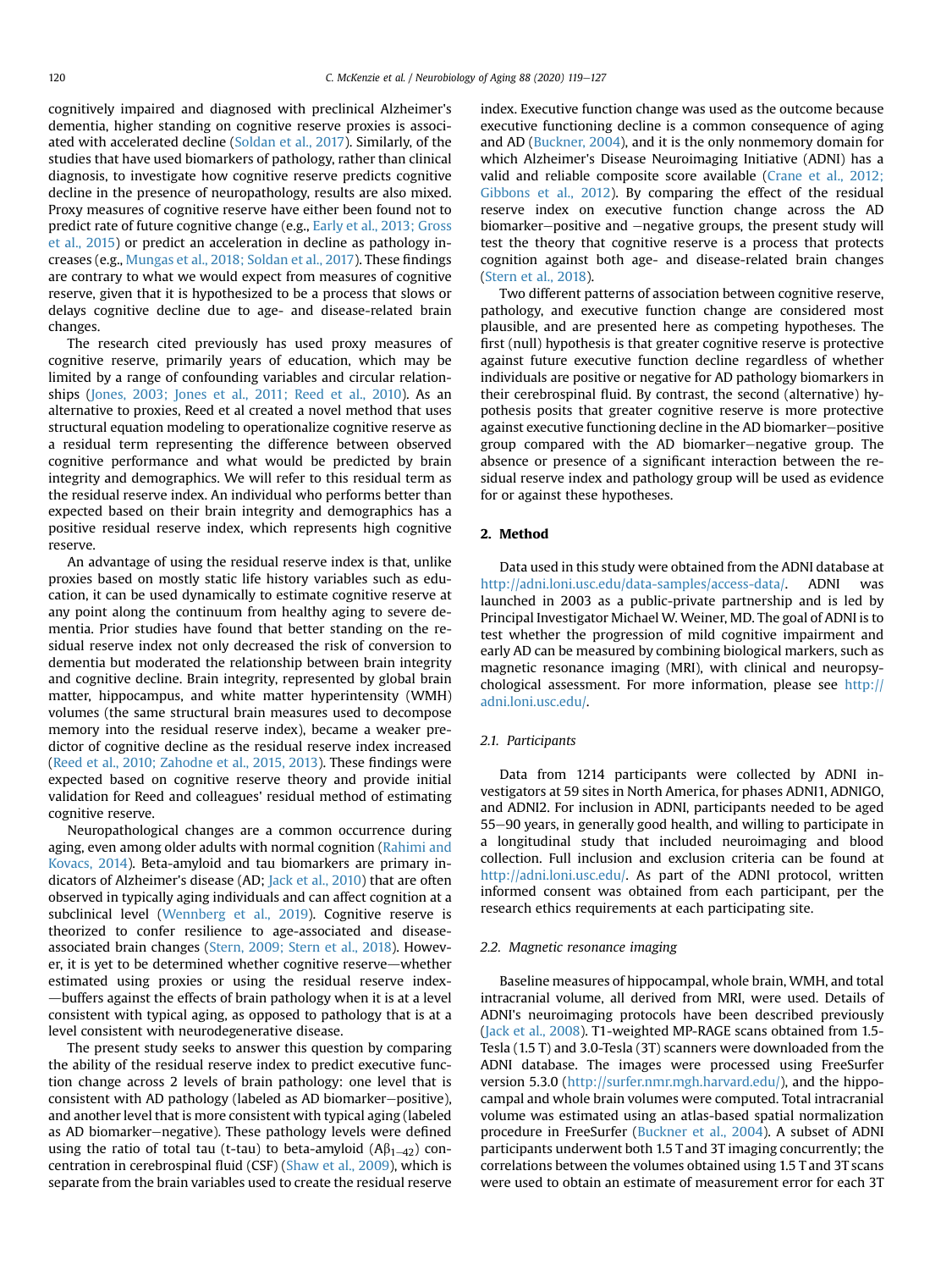cognitively impaired and diagnosed with preclinical Alzheimer's dementia, higher standing on cognitive reserve proxies is associated with accelerated decline (Soldan et al., 2017). Similarly, of the studies that have used biomarkers of pathology, rather than clinical diagnosis, to investigate how cognitive reserve predicts cognitive decline in the presence of neuropathology, results are also mixed. Proxy measures of cognitive reserve have either been found not to predict rate of future cognitive change (e.g., Early et al., 2013; Gross et al., 2015) or predict an acceleration in decline as pathology increases (e.g., Mungas et al., 2018; Soldan et al., 2017). These findings are contrary to what we would expect from measures of cognitive reserve, given that it is hypothesized to be a process that slows or delays cognitive decline due to age- and disease-related brain changes.

The research cited previously has used proxy measures of cognitive reserve, primarily years of education, which may be limited by a range of confounding variables and circular relationships (Jones, 2003; Jones et al., 2011; Reed et al., 2010). As an alternative to proxies, Reed et al created a novel method that uses structural equation modeling to operationalize cognitive reserve as a residual term representing the difference between observed cognitive performance and what would be predicted by brain integrity and demographics. We will refer to this residual term as the residual reserve index. An individual who performs better than expected based on their brain integrity and demographics has a positive residual reserve index, which represents high cognitive reserve.

An advantage of using the residual reserve index is that, unlike proxies based on mostly static life history variables such as education, it can be used dynamically to estimate cognitive reserve at any point along the continuum from healthy aging to severe dementia. Prior studies have found that better standing on the residual reserve index not only decreased the risk of conversion to dementia but moderated the relationship between brain integrity and cognitive decline. Brain integrity, represented by global brain matter, hippocampus, and white matter hyperintensity (WMH) volumes (the same structural brain measures used to decompose memory into the residual reserve index), became a weaker predictor of cognitive decline as the residual reserve index increased (Reed et al., 2010; Zahodne et al., 2015, 2013). These findings were expected based on cognitive reserve theory and provide initial validation for Reed and colleagues' residual method of estimating cognitive reserve.

Neuropathological changes are a common occurrence during aging, even among older adults with normal cognition (Rahimi and Kovacs, 2014). Beta-amyloid and tau biomarkers are primary indicators of Alzheimer's disease (AD; Jack et al., 2010) that are often observed in typically aging individuals and can affect cognition at a subclinical level (Wennberg et al., 2019). Cognitive reserve is theorized to confer resilience to age-associated and disease-associated brain changes (Stern, 2009; Stern et al., 2018). However, it is yet to be determined whether cognitive reserve—whether estimated using proxies or using the residual reserve index—buffers against the effects of brain pathology when it is at a level consistent with typical aging, as opposed to pathology that is at a level consistent with neurodegenerative disease.

The present study seeks to answer this question by comparing the ability of the residual reserve index to predict executive function change across 2 levels of brain pathology: one level that is consistent with AD pathology (labeled as AD biomarker−positive), and another level that is more consistent with typical aging (labeled as AD biomarker−negative). These pathology levels were defined using the ratio of total tau (t-tau) to beta-amyloid ($A\beta_{1-42}$) concentration in cerebrospinal fluid (CSF) (Shaw et al., 2009), which is separate from the brain variables used to create the residual reserve index. Executive function change was used as the outcome because executive functioning decline is a common consequence of aging and AD (Buckner, 2004), and it is the only nonmemory domain for which Alzheimer's Disease Neuroimaging Initiative (ADNI) has a valid and reliable composite score available (Crane et al., 2012; Gibbons et al., 2012). By comparing the effect of the residual reserve index on executive function change across the AD biomarker−positive and −negative groups, the present study will test the theory that cognitive reserve is a process that protects cognition against both age- and disease-related brain changes (Stern et al., 2018).

Two different patterns of association between cognitive reserve, pathology, and executive function change are considered most plausible, and are presented here as competing hypotheses. The first (null) hypothesis is that greater cognitive reserve is protective against future executive function decline regardless of whether individuals are positive or negative for AD pathology biomarkers in their cerebrospinal fluid. By contrast, the second (alternative) hypothesis posits that greater cognitive reserve is more protective against executive functioning decline in the AD biomarker−positive group compared with the AD biomarker−negative group. The absence or presence of a significant interaction between the residual reserve index and pathology group will be used as evidence for or against these hypotheses.

## 2. Method

Data used in this study were obtained from the ADNI database at http://adni.loni.usc.edu/data-samples/access-data/. ADNI was launched in 2003 as a public-private partnership and is led by Principal Investigator Michael W. Weiner, MD. The goal of ADNI is to test whether the progression of mild cognitive impairment and early AD can be measured by combining biological markers, such as magnetic resonance imaging (MRI), with clinical and neuropsychological assessment. For more information, please see http://adni.loni.usc.edu/.

### 2.1. Participants

Data from 1214 participants were collected by ADNI investigators at 59 sites in North America, for phases ADNI1, ADNIGO, and ADNI2. For inclusion in ADNI, participants needed to be aged 55−90 years, in generally good health, and willing to participate in a longitudinal study that included neuroimaging and blood collection. Full inclusion and exclusion criteria can be found at http://adni.loni.usc.edu/. As part of the ADNI protocol, written informed consent was obtained from each participant, per the research ethics requirements at each participating site.

### 2.2. Magnetic resonance imaging

Baseline measures of hippocampal, whole brain, WMH, and total intracranial volume, all derived from MRI, were used. Details of ADNI's neuroimaging protocols have been described previously (Jack et al., 2008). T1-weighted MP-RAGE scans obtained from 1.5-Tesla (1.5 T) and 3.0-Tesla (3T) scanners were downloaded from the ADNI database. The images were processed using FreeSurfer version 5.3.0 (http://surfer.nmr.mgh.harvard.edu/), and the hippocampal and whole brain volumes were computed. Total intracranial volume was estimated using an atlas-based spatial normalization procedure in FreeSurfer (Buckner et al., 2004). A subset of ADNI participants underwent both 1.5 T and 3T imaging concurrently; the correlations between the volumes obtained using 1.5 T and 3T scans were used to obtain an estimate of measurement error for each 3T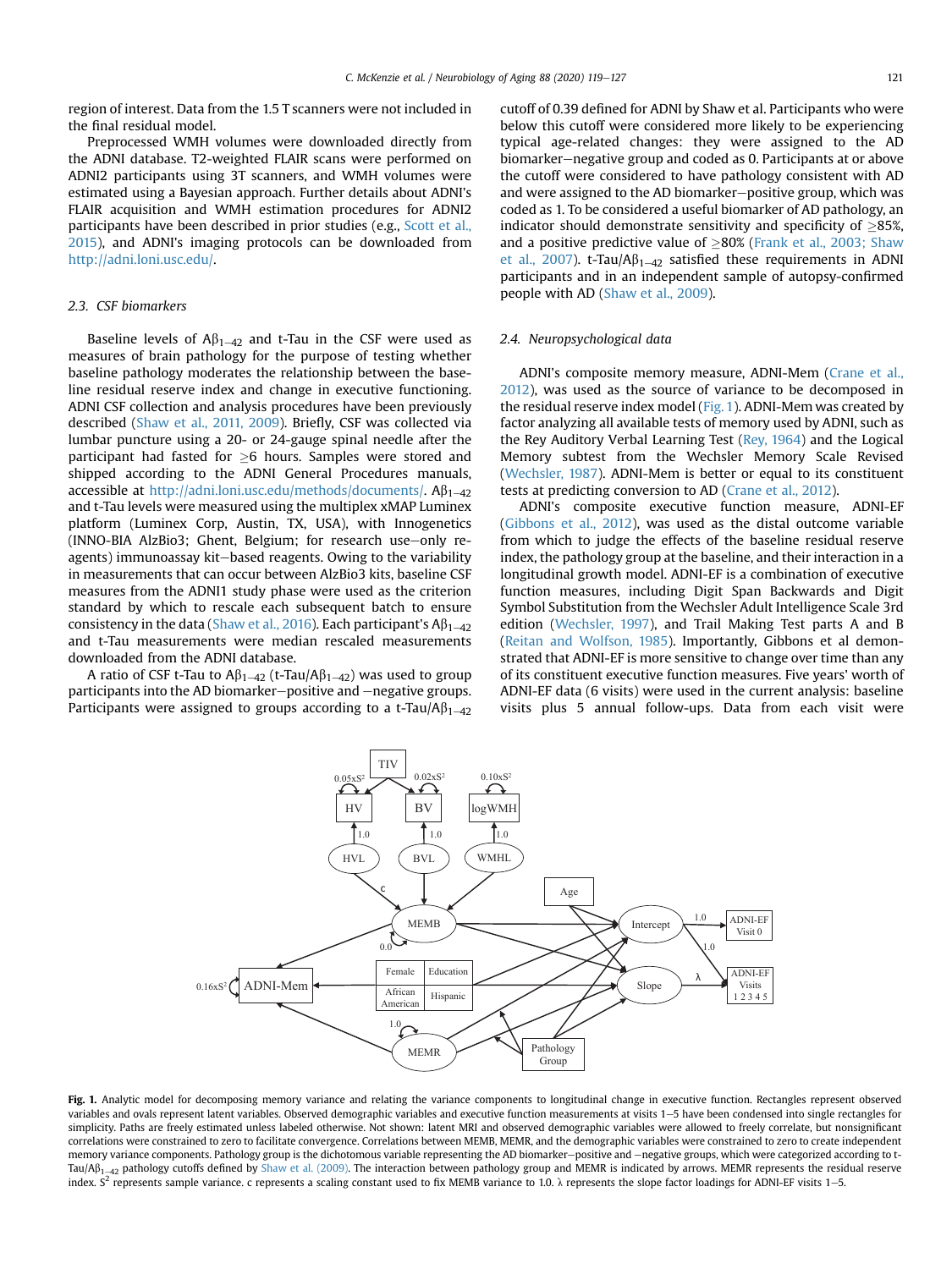region of interest. Data from the 1.5 T scanners were not included in the final residual model.

Preprocessed WMH volumes were downloaded directly from the ADNI database. T2-weighted FLAIR scans were performed on ADNI2 participants using 3T scanners, and WMH volumes were estimated using a Bayesian approach. Further details about ADNI's FLAIR acquisition and WMH estimation procedures for ADNI2 participants have been described in prior studies (e.g., Scott et al., 2015), and ADNI's imaging protocols can be downloaded from http://adni.loni.usc.edu/.

### 2.3. CSF biomarkers

Baseline levels of $A\beta_{1-42}$ and t-Tau in the CSF were used as measures of brain pathology for the purpose of testing whether baseline pathology moderates the relationship between the baseline residual reserve index and change in executive functioning. ADNI CSF collection and analysis procedures have been previously described (Shaw et al., 2011, 2009). Briefly, CSF was collected via lumbar puncture using a 20- or 24-gauge spinal needle after the participant had fasted for $\geq$6 hours. Samples were stored and shipped according to the ADNI General Procedures manuals, accessible at http://adni.loni.usc.edu/methods/documents/. $A\beta_{1-42}$ and t-Tau levels were measured using the multiplex xMAP Luminex platform (Luminex Corp, Austin, TX, USA), with Innogenetics (INNO-BIA AlzBio3; Ghent, Belgium; for research use–only reagents) immunoassay kit–based reagents. Owing to the variability in measurements that can occur between AlzBio3 kits, baseline CSF measures from the ADNI1 study phase were used as the criterion standard by which to rescale each subsequent batch to ensure consistency in the data (Shaw et al., 2016). Each participant's $A\beta_{1-42}$ and t-Tau measurements were median rescaled measurements downloaded from the ADNI database.

A ratio of CSF t-Tau to $A\beta_{1-42}$ (t-Tau/$A\beta_{1-42}$) was used to group participants into the AD biomarker–positive and –negative groups. Participants were assigned to groups according to a t-Tau/$A\beta_{1-42}$ cutoff of 0.39 defined for ADNI by Shaw et al. Participants who were below this cutoff were considered more likely to be experiencing typical age-related changes: they were assigned to the AD biomarker–negative group and coded as 0. Participants at or above the cutoff were considered to have pathology consistent with AD and were assigned to the AD biomarker–positive group, which was coded as 1. To be considered a useful biomarker of AD pathology, an indicator should demonstrate sensitivity and specificity of $\geq$85%, and a positive predictive value of $\geq$80% (Frank et al., 2003; Shaw et al., 2007). t-Tau/$A\beta_{1-42}$ satisfied these requirements in ADNI participants and in an independent sample of autopsy-confirmed people with AD (Shaw et al., 2009).

### 2.4. Neuropsychological data

ADNI's composite memory measure, ADNI-Mem (Crane et al., 2012), was used as the source of variance to be decomposed in the residual reserve index model (Fig. 1). ADNI-Mem was created by factor analyzing all available tests of memory used by ADNI, such as the Rey Auditory Verbal Learning Test (Rey, 1964) and the Logical Memory subtest from the Wechsler Memory Scale Revised (Wechsler, 1987). ADNI-Mem is better or equal to its constituent tests at predicting conversion to AD (Crane et al., 2012).

ADNI's composite executive function measure, ADNI-EF (Gibbons et al., 2012), was used as the distal outcome variable from which to judge the effects of the baseline residual reserve index, the pathology group at the baseline, and their interaction in a longitudinal growth model. ADNI-EF is a combination of executive function measures, including Digit Span Backwards and Digit Symbol Substitution from the Wechsler Adult Intelligence Scale 3rd edition (Wechsler, 1997), and Trail Making Test parts A and B (Reitan and Wolfson, 1985). Importantly, Gibbons et al demonstrated that ADNI-EF is more sensitive to change over time than any of its constituent executive function measures. Five years' worth of ADNI-EF data (6 visits) were used in the current analysis: baseline visits plus 5 annual follow-ups. Data from each visit were

**Fig. 1.** Analytic model for decomposing memory variance and relating the variance components to longitudinal change in executive function. Rectangles represent observed variables and ovals represent latent variables. Observed demographic variables and executive function measurements at visits 1–5 have been condensed into single rectangles for simplicity. Paths are freely estimated unless labeled otherwise. Not shown: latent MRI and observed demographic variables were allowed to freely correlate, but nonsignificant correlations were constrained to zero to facilitate convergence. Correlations between MEMB, MEMR, and the demographic variables were constrained to zero to create independent memory variance components. Pathology group is the dichotomous variable representing the AD biomarker–positive and –negative groups, which were categorized according to t-Tau/$A\beta_{1-42}$ pathology cutoffs defined by Shaw et al. (2009). The interaction between pathology group and MEMR is indicated by arrows. MEMR represents the residual reserve index. $S^2$ represents sample variance. c represents a scaling constant used to fix MEMB variance to 1.0. λ represents the slope factor loadings for ADNI-EF visits 1–5.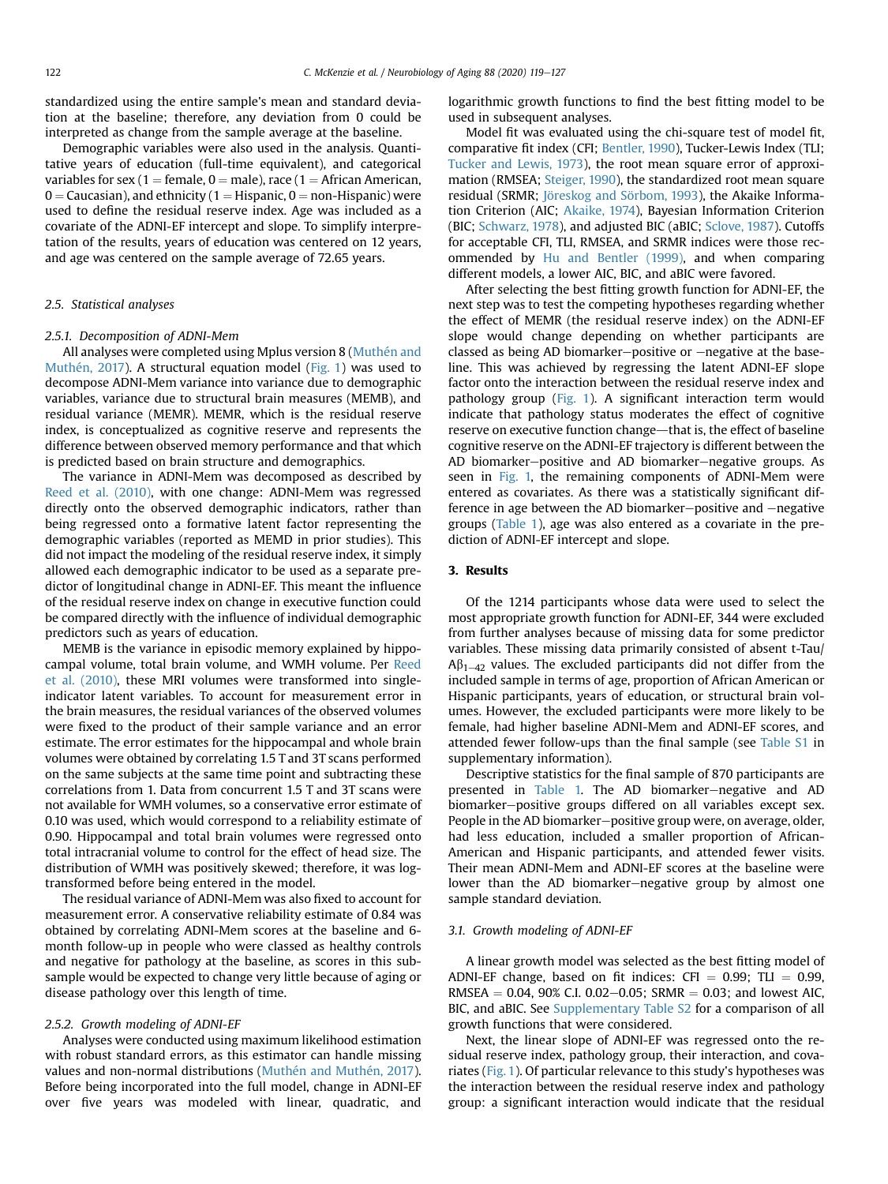standardized using the entire sample's mean and standard deviation at the baseline; therefore, any deviation from 0 could be interpreted as change from the sample average at the baseline.

Demographic variables were also used in the analysis. Quantitative years of education (full-time equivalent), and categorical variables for sex (1 = female, 0 = male), race (1 = African American, 0 = Caucasian), and ethnicity (1 = Hispanic, 0 = non-Hispanic) were used to define the residual reserve index. Age was included as a covariate of the ADNI-EF intercept and slope. To simplify interpretation of the results, years of education was centered on 12 years, and age was centered on the sample average of 72.65 years.

### 2.5. Statistical analyses

#### 2.5.1. Decomposition of ADNI-Mem

All analyses were completed using Mplus version 8 (Muthén and Muthén, 2017). A structural equation model (Fig. 1) was used to decompose ADNI-Mem variance into variance due to demographic variables, variance due to structural brain measures (MEMB), and residual variance (MEMR). MEMR, which is the residual reserve index, is conceptualized as cognitive reserve and represents the difference between observed memory performance and that which is predicted based on brain structure and demographics.

The variance in ADNI-Mem was decomposed as described by Reed et al. (2010), with one change: ADNI-Mem was regressed directly onto the observed demographic indicators, rather than being regressed onto a formative latent factor representing the demographic variables (reported as MEMD in prior studies). This did not impact the modeling of the residual reserve index, it simply allowed each demographic indicator to be used as a separate predictor of longitudinal change in ADNI-EF. This meant the influence of the residual reserve index on change in executive function could be compared directly with the influence of individual demographic predictors such as years of education.

MEMB is the variance in episodic memory explained by hippocampal volume, total brain volume, and WMH volume. Per Reed et al. (2010), these MRI volumes were transformed into single-indicator latent variables. To account for measurement error in the brain measures, the residual variances of the observed volumes were fixed to the product of their sample variance and an error estimate. The error estimates for the hippocampal and whole brain volumes were obtained by correlating 1.5 T and 3T scans performed on the same subjects at the same time point and subtracting these correlations from 1. Data from concurrent 1.5 T and 3T scans were not available for WMH volumes, so a conservative error estimate of 0.10 was used, which would correspond to a reliability estimate of 0.90. Hippocampal and total brain volumes were regressed onto total intracranial volume to control for the effect of head size. The distribution of WMH was positively skewed; therefore, it was log-transformed before being entered in the model.

The residual variance of ADNI-Mem was also fixed to account for measurement error. A conservative reliability estimate of 0.84 was obtained by correlating ADNI-Mem scores at the baseline and 6-month follow-up in people who were classed as healthy controls and negative for pathology at the baseline, as scores in this subsample would be expected to change very little because of aging or disease pathology over this length of time.

#### 2.5.2. Growth modeling of ADNI-EF

Analyses were conducted using maximum likelihood estimation with robust standard errors, as this estimator can handle missing values and non-normal distributions (Muthén and Muthén, 2017). Before being incorporated into the full model, change in ADNI-EF over five years was modeled with linear, quadratic, and logarithmic growth functions to find the best fitting model to be used in subsequent analyses.

Model fit was evaluated using the chi-square test of model fit, comparative fit index (CFI; Bentler, 1990), Tucker-Lewis Index (TLI; Tucker and Lewis, 1973), the root mean square error of approximation (RMSEA; Steiger, 1990), the standardized root mean square residual (SRMR; Jöreskog and Sörbom, 1993), the Akaike Information Criterion (AIC; Akaike, 1974), Bayesian Information Criterion (BIC; Schwarz, 1978), and adjusted BIC (aBIC; Sclove, 1987). Cutoffs for acceptable CFI, TLI, RMSEA, and SRMR indices were those recommended by Hu and Bentler (1999), and when comparing different models, a lower AIC, BIC, and aBIC were favored.

After selecting the best fitting growth function for ADNI-EF, the next step was to test the competing hypotheses regarding whether the effect of MEMR (the residual reserve index) on the ADNI-EF slope would change depending on whether participants are classed as being AD biomarker–positive or –negative at the baseline. This was achieved by regressing the latent ADNI-EF slope factor onto the interaction between the residual reserve index and pathology group (Fig. 1). A significant interaction term would indicate that pathology status moderates the effect of cognitive reserve on executive function change—that is, the effect of baseline cognitive reserve on the ADNI-EF trajectory is different between the AD biomarker–positive and AD biomarker–negative groups. As seen in Fig. 1, the remaining components of ADNI-Mem were entered as covariates. As there was a statistically significant difference in age between the AD biomarker–positive and –negative groups (Table 1), age was also entered as a covariate in the prediction of ADNI-EF intercept and slope.

## 3. Results

Of the 1214 participants whose data were used to select the most appropriate growth function for ADNI-EF, 344 were excluded from further analyses because of missing data for some predictor variables. These missing data primarily consisted of absent t-Tau/$A\beta_{1-42}$ values. The excluded participants did not differ from the included sample in terms of age, proportion of African American or Hispanic participants, years of education, or structural brain volumes. However, the excluded participants were more likely to be female, had higher baseline ADNI-Mem and ADNI-EF scores, and attended fewer follow-ups than the final sample (see Table S1 in supplementary information).

Descriptive statistics for the final sample of 870 participants are presented in Table 1. The AD biomarker–negative and AD biomarker–positive groups differed on all variables except sex. People in the AD biomarker–positive group were, on average, older, had less education, included a smaller proportion of African-American and Hispanic participants, and attended fewer visits. Their mean ADNI-Mem and ADNI-EF scores at the baseline were lower than the AD biomarker–negative group by almost one sample standard deviation.

### 3.1. Growth modeling of ADNI-EF

A linear growth model was selected as the best fitting model of ADNI-EF change, based on fit indices: CFI = 0.99; TLI = 0.99, RMSEA = 0.04, 90% C.I. 0.02–0.05; SRMR = 0.03; and lowest AIC, BIC, and aBIC. See Supplementary Table S2 for a comparison of all growth functions that were considered.

Next, the linear slope of ADNI-EF was regressed onto the residual reserve index, pathology group, their interaction, and covariates (Fig. 1). Of particular relevance to this study's hypotheses was the interaction between the residual reserve index and pathology group: a significant interaction would indicate that the residual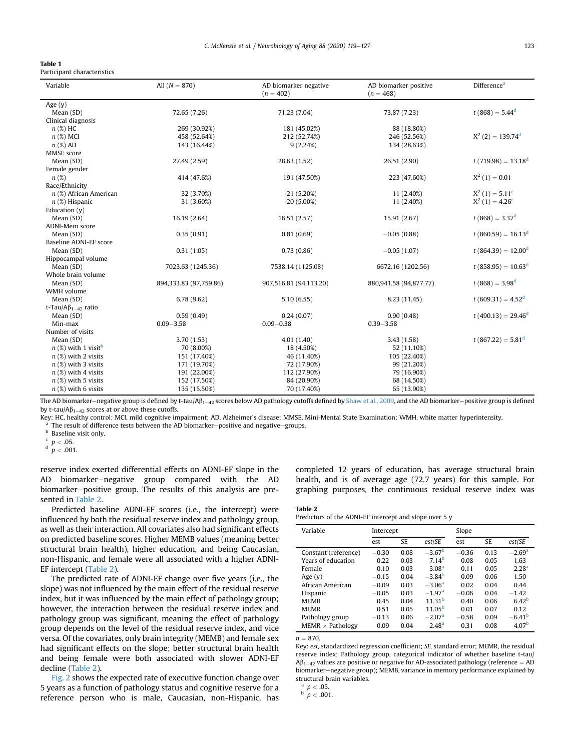**Table 1**
Participant characteristics

| Variable | All ($N = 870$) | AD biomarker negative ($n = 402$) | AD biomarker positive ($n = 468$) | Difference[a] |
|---|---|---|---|---|
| Age (y) | | | | |
| Mean (SD) | 72.65 (7.26) | 71.23 (7.04) | 73.87 (7.23) | $t$ (868) = 5.44[d] |
| Clinical diagnosis | | | | |
| $n$ (%) HC | 269 (30.92%) | 181 (45.02%) | 88 (18.80%) | |
| $n$ (%) MCI | 458 (52.64%) | 212 (52.74%) | 246 (52.56%) | $X^2$ (2) = 139.74[d] |
| $n$ (%) AD | 143 (16.44%) | 9 (2.24%) | 134 (28.63%) | |
| MMSE score | | | | |
| Mean (SD) | 27.49 (2.59) | 28.63 (1.52) | 26.51 (2.90) | $t$ (719.98) = 13.18[d] |
| Female gender | | | | |
| $n$ (%) | 414 (47.6%) | 191 (47.50%) | 223 (47.60%) | $X^2$ (1) = 0.01 |
| Race/Ethnicity | | | | |
| $n$ (%) African American | 32 (3.70%) | 21 (5.20%) | 11 (2.40%) | $X^2$ (1) = 5.11[c] |
| $n$ (%) Hispanic | 31 (3.60%) | 20 (5.00%) | 11 (2.40%) | $X^2$ (1) = 4.26[c] |
| Education (y) | | | | |
| Mean (SD) | 16.19 (2.64) | 16.51 (2.57) | 15.91 (2.67) | $t$ (868) = 3.37[d] |
| ADNI-Mem score | | | | |
| Mean (SD) | 0.35 (0.91) | 0.81 (0.69) | −0.05 (0.88) | $t$ (860.59) = 16.13[d] |
| Baseline ADNI-EF score | | | | |
| Mean (SD) | 0.31 (1.05) | 0.73 (0.86) | −0.05 (1.07) | $t$ (864.39) = 12.00[d] |
| Hippocampal volume | | | | |
| Mean (SD) | 7023.63 (1245.36) | 7538.14 (1125.08) | 6672.16 (1202.56) | $t$ (858.95) = 10.63[d] |
| Whole brain volume | | | | |
| Mean (SD) | 894,333.83 (97,759.86) | 907,516.81 (94,113.20) | 880,941.58 (94,877.77) | $t$ (868) = 3.98[d] |
| WMH volume | | | | |
| Mean (SD) | 6.78 (9.62) | 5.10 (6.55) | 8.23 (11.45) | $t$ (609.31) = 4.52[d] |
| t-Tau/A$\beta_{1-42}$ ratio | | | | |
| Mean (SD) | 0.59 (0.49) | 0.24 (0.07) | 0.90 (0.48) | $t$ (490.13) = 29.46[d] |
| Min-max | 0.09–3.58 | 0.09–0.38 | 0.39–3.58 | |
| Number of visits | | | | |
| Mean (SD) | 3.70 (1.53) | 4.01 (1.40) | 3.43 (1.58) | $t$ (867.22) = 5.81[d] |
| $n$ (%) with 1 visit[b] | 70 (8.00%) | 18 (4.50%) | 52 (11.10%) | |
| $n$ (%) with 2 visits | 151 (17.40%) | 46 (11.40%) | 105 (22.40%) | |
| $n$ (%) with 3 visits | 171 (19.70%) | 72 (17.90%) | 99 (21.20%) | |
| $n$ (%) with 4 visits | 191 (22.00%) | 112 (27.90%) | 79 (16.90%) | |
| $n$ (%) with 5 visits | 152 (17.50%) | 84 (20.90%) | 68 (14.50%) | |
| $n$ (%) with 6 visits | 135 (15.50%) | 70 (17.40%) | 65 (13.90%) | |

The AD biomarker–negative group is defined by t-tau/A$\beta_{1-42}$ scores below AD pathology cutoffs defined by Shaw et al., 2009, and the AD biomarker–positive group is defined by t-tau/A$\beta_{1-42}$ scores at or above these cutoffs.

Key: HC, healthy control; MCI, mild cognitive impairment; AD, Alzheimer's disease; MMSE, Mini-Mental State Examination; WMH, white matter hyperintensity.

[a] The result of difference tests between the AD biomarker–positive and negative–groups.
[b] Baseline visit only.
[c] $p < .05$.
[d] $p < .001$.

reserve index exerted differential effects on ADNI-EF slope in the AD biomarker–negative group compared with the AD biomarker–positive group. The results of this analysis are presented in Table 2.

Predicted baseline ADNI-EF scores (i.e., the intercept) were influenced by both the residual reserve index and pathology group, as well as their interaction. All covariates also had significant effects on predicted baseline scores. Higher MEMB values (meaning better structural brain health), higher education, and being Caucasian, non-Hispanic, and female were all associated with a higher ADNI-EF intercept (Table 2).

The predicted rate of ADNI-EF change over five years (i.e., the slope) was not influenced by the main effect of the residual reserve index, but it was influenced by the main effect of pathology group; however, the interaction between the residual reserve index and pathology group was significant, meaning the effect of pathology group depends on the level of the residual reserve index, and vice versa. Of the covariates, only brain integrity (MEMB) and female sex had significant effects on the slope; better structural brain health and being female were both associated with slower ADNI-EF decline (Table 2).

Fig. 2 shows the expected rate of executive function change over 5 years as a function of pathology status and cognitive reserve for a reference person who is male, Caucasian, non-Hispanic, has completed 12 years of education, has average structural brain health, and is of average age (72.7 years) for this sample. For graphing purposes, the continuous residual reserve index was

**Table 2**
Predictors of the ADNI-EF intercept and slope over 5 y

| Variable | Intercept | | | Slope | | |
|---|---|---|---|---|---|---|
| | est | SE | est/SE | est | SE | est/SE |
| Constant (reference) | −0.30 | 0.08 | −3.67[b] | −0.36 | 0.13 | −2.69[a] |
| Years of education | 0.22 | 0.03 | 7.14[b] | 0.08 | 0.05 | 1.63 |
| Female | 0.10 | 0.03 | 3.08[a] | 0.11 | 0.05 | 2.28[a] |
| Age (y) | −0.15 | 0.04 | −3.84[b] | 0.09 | 0.06 | 1.50 |
| African American | −0.09 | 0.03 | −3.06[a] | 0.02 | 0.04 | 0.44 |
| Hispanic | −0.05 | 0.03 | −1.97[a] | −0.06 | 0.04 | −1.42 |
| MEMB | 0.45 | 0.04 | 11.31[b] | 0.40 | 0.06 | 6.42[b] |
| MEMR | 0.51 | 0.05 | 11.05[b] | 0.01 | 0.07 | 0.12 |
| Pathology group | −0.13 | 0.06 | −2.07[a] | −0.58 | 0.09 | −6.41[b] |
| MEMR × Pathology | 0.09 | 0.04 | 2.48[a] | 0.31 | 0.08 | 4.07[b] |

$n = 870$.

Key: *est*, standardized regression coefficient; *SE*, standard error; MEMR, the residual reserve index; Pathology group, categorical indicator of whether baseline t-tau/A$\beta_{1-42}$ values are positive or negative for AD-associated pathology (reference = AD biomarker–negative group); MEMB, variance in memory performance explained by structural brain variables.

[a] $p < .05$.
[b] $p < .001$.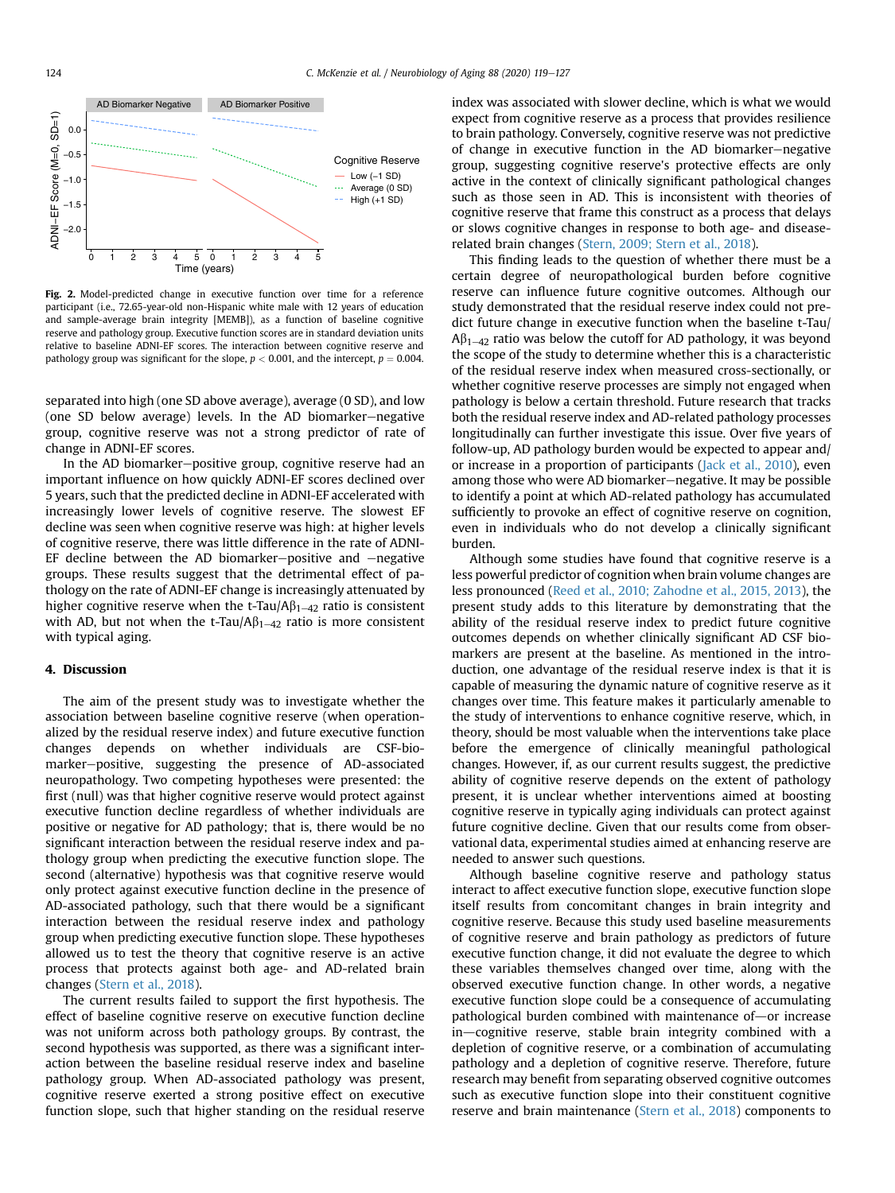**Fig. 2.** Model-predicted change in executive function over time for a reference participant (i.e., 72.65-year-old non-Hispanic white male with 12 years of education and sample-average brain integrity [MEMB]), as a function of baseline cognitive reserve and pathology group. Executive function scores are in standard deviation units relative to baseline ADNI-EF scores. The interaction between cognitive reserve and pathology group was significant for the slope, $p < 0.001$, and the intercept, $p = 0.004$.

separated into high (one SD above average), average (0 SD), and low (one SD below average) levels. In the AD biomarker–negative group, cognitive reserve was not a strong predictor of rate of change in ADNI-EF scores.

In the AD biomarker–positive group, cognitive reserve had an important influence on how quickly ADNI-EF scores declined over 5 years, such that the predicted decline in ADNI-EF accelerated with increasingly lower levels of cognitive reserve. The slowest EF decline was seen when cognitive reserve was high: at higher levels of cognitive reserve, there was little difference in the rate of ADNI-EF decline between the AD biomarker–positive and –negative groups. These results suggest that the detrimental effect of pathology on the rate of ADNI-EF change is increasingly attenuated by higher cognitive reserve when the t-Tau/A$\beta_{1-42}$ ratio is consistent with AD, but not when the t-Tau/A$\beta_{1-42}$ ratio is more consistent with typical aging.

## 4. Discussion

The aim of the present study was to investigate whether the association between baseline cognitive reserve (when operationalized by the residual reserve index) and future executive function changes depends on whether individuals are CSF-biomarker–positive, suggesting the presence of AD-associated neuropathology. Two competing hypotheses were presented: the first (null) was that higher cognitive reserve would protect against executive function decline regardless of whether individuals are positive or negative for AD pathology; that is, there would be no significant interaction between the residual reserve index and pathology group when predicting the executive function slope. The second (alternative) hypothesis was that cognitive reserve would only protect against executive function decline in the presence of AD-associated pathology, such that there would be a significant interaction between the residual reserve index and pathology group when predicting executive function slope. These hypotheses allowed us to test the theory that cognitive reserve is an active process that protects against both age- and AD-related brain changes (Stern et al., 2018).

The current results failed to support the first hypothesis. The effect of baseline cognitive reserve on executive function decline was not uniform across both pathology groups. By contrast, the second hypothesis was supported, as there was a significant interaction between the baseline residual reserve index and baseline pathology group. When AD-associated pathology was present, cognitive reserve exerted a strong positive effect on executive function slope, such that higher standing on the residual reserve index was associated with slower decline, which is what we would expect from cognitive reserve as a process that provides resilience to brain pathology. Conversely, cognitive reserve was not predictive of change in executive function in the AD biomarker–negative group, suggesting cognitive reserve's protective effects are only active in the context of clinically significant pathological changes such as those seen in AD. This is inconsistent with theories of cognitive reserve that frame this construct as a process that delays or slows cognitive changes in response to both age- and disease-related brain changes (Stern, 2009; Stern et al., 2018).

This finding leads to the question of whether there must be a certain degree of neuropathological burden before cognitive reserve can influence future cognitive outcomes. Although our study demonstrated that the residual reserve index could not predict future change in executive function when the baseline t-Tau/A$\beta_{1-42}$ ratio was below the cutoff for AD pathology, it was beyond the scope of the study to determine whether this is a characteristic of the residual reserve index when measured cross-sectionally, or whether cognitive reserve processes are simply not engaged when pathology is below a certain threshold. Future research that tracks both the residual reserve index and AD-related pathology processes longitudinally can further investigate this issue. Over five years of follow-up, AD pathology burden would be expected to appear and/or increase in a proportion of participants (Jack et al., 2010), even among those who were AD biomarker–negative. It may be possible to identify a point at which AD-related pathology has accumulated sufficiently to provoke an effect of cognitive reserve on cognition, even in individuals who do not develop a clinically significant burden.

Although some studies have found that cognitive reserve is a less powerful predictor of cognition when brain volume changes are less pronounced (Reed et al., 2010; Zahodne et al., 2015, 2013), the present study adds to this literature by demonstrating that the ability of the residual reserve index to predict future cognitive outcomes depends on whether clinically significant AD CSF biomarkers are present at the baseline. As mentioned in the introduction, one advantage of the residual reserve index is that it is capable of measuring the dynamic nature of cognitive reserve as it changes over time. This feature makes it particularly amenable to the study of interventions to enhance cognitive reserve, which, in theory, should be most valuable when the interventions take place before the emergence of clinically meaningful pathological changes. However, if, as our current results suggest, the predictive ability of cognitive reserve depends on the extent of pathology present, it is unclear whether interventions aimed at boosting cognitive reserve in typically aging individuals can protect against future cognitive decline. Given that our results come from observational data, experimental studies aimed at enhancing reserve are needed to answer such questions.

Although baseline cognitive reserve and pathology status interact to affect executive function slope, executive function slope itself results from concomitant changes in brain integrity and cognitive reserve. Because this study used baseline measurements of cognitive reserve and brain pathology as predictors of future executive function change, it did not evaluate the degree to which these variables themselves changed over time, along with the observed executive function change. In other words, a negative executive function slope could be a consequence of accumulating pathological burden combined with maintenance of—or increase in—cognitive reserve, stable brain integrity combined with a depletion of cognitive reserve, or a combination of accumulating pathology and a depletion of cognitive reserve. Therefore, future research may benefit from separating observed cognitive outcomes such as executive function slope into their constituent cognitive reserve and brain maintenance (Stern et al., 2018) components to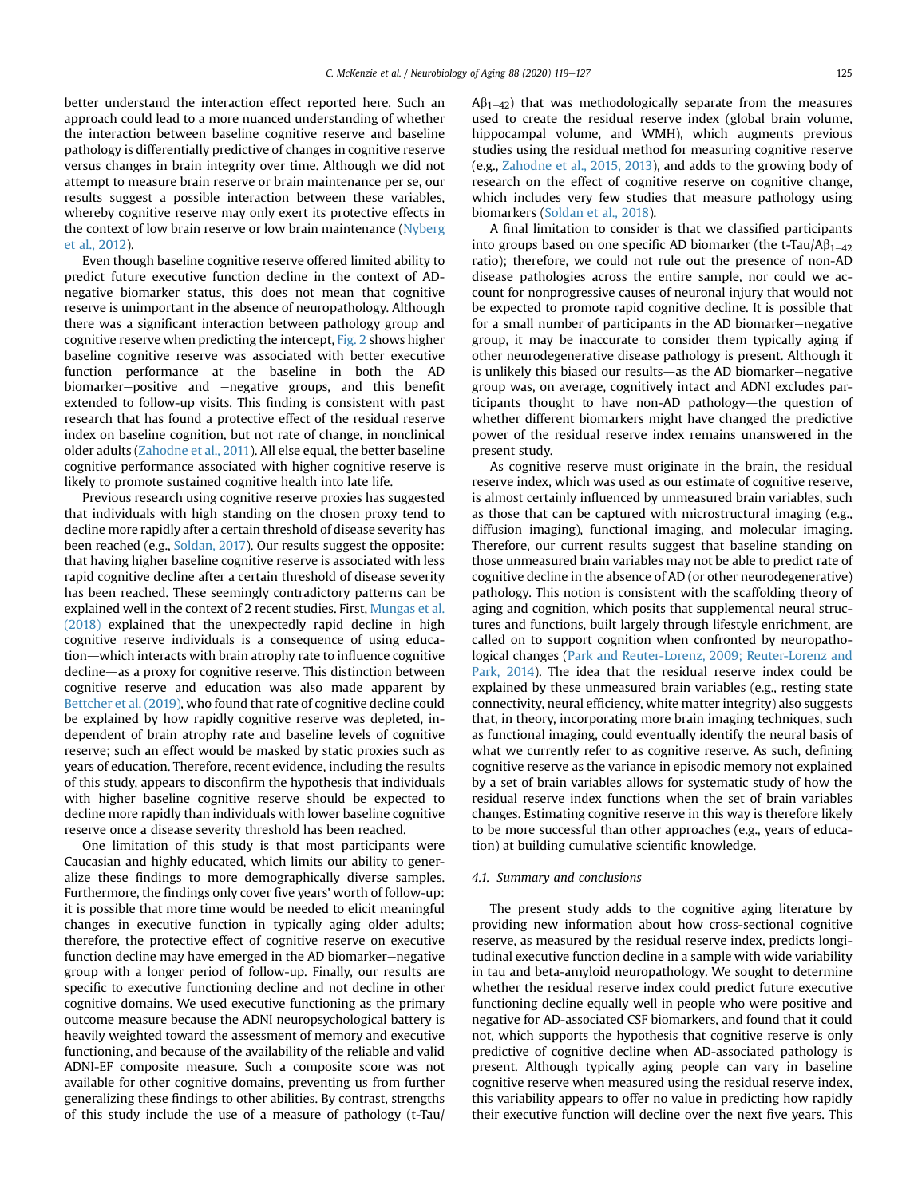better understand the interaction effect reported here. Such an approach could lead to a more nuanced understanding of whether the interaction between baseline cognitive reserve and baseline pathology is differentially predictive of changes in cognitive reserve versus changes in brain integrity over time. Although we did not attempt to measure brain reserve or brain maintenance per se, our results suggest a possible interaction between these variables, whereby cognitive reserve may only exert its protective effects in the context of low brain reserve or low brain maintenance (Nyberg et al., 2012).

Even though baseline cognitive reserve offered limited ability to predict future executive function decline in the context of AD-negative biomarker status, this does not mean that cognitive reserve is unimportant in the absence of neuropathology. Although there was a significant interaction between pathology group and cognitive reserve when predicting the intercept, Fig. 2 shows higher baseline cognitive reserve was associated with better executive function performance at the baseline in both the AD biomarker−positive and −negative groups, and this benefit extended to follow-up visits. This finding is consistent with past research that has found a protective effect of the residual reserve index on baseline cognition, but not rate of change, in nonclinical older adults (Zahodne et al., 2011). All else equal, the better baseline cognitive performance associated with higher cognitive reserve is likely to promote sustained cognitive health into late life.

Previous research using cognitive reserve proxies has suggested that individuals with high standing on the chosen proxy tend to decline more rapidly after a certain threshold of disease severity has been reached (e.g., Soldan, 2017). Our results suggest the opposite: that having higher baseline cognitive reserve is associated with less rapid cognitive decline after a certain threshold of disease severity has been reached. These seemingly contradictory patterns can be explained well in the context of 2 recent studies. First, Mungas et al. (2018) explained that the unexpectedly rapid decline in high cognitive reserve individuals is a consequence of using education—which interacts with brain atrophy rate to influence cognitive decline—as a proxy for cognitive reserve. This distinction between cognitive reserve and education was also made apparent by Bettcher et al. (2019), who found that rate of cognitive decline could be explained by how rapidly cognitive reserve was depleted, independent of brain atrophy rate and baseline levels of cognitive reserve; such an effect would be masked by static proxies such as years of education. Therefore, recent evidence, including the results of this study, appears to disconfirm the hypothesis that individuals with higher baseline cognitive reserve should be expected to decline more rapidly than individuals with lower baseline cognitive reserve once a disease severity threshold has been reached.

One limitation of this study is that most participants were Caucasian and highly educated, which limits our ability to generalize these findings to more demographically diverse samples. Furthermore, the findings only cover five years' worth of follow-up: it is possible that more time would be needed to elicit meaningful changes in executive function in typically aging older adults; therefore, the protective effect of cognitive reserve on executive function decline may have emerged in the AD biomarker−negative group with a longer period of follow-up. Finally, our results are specific to executive functioning decline and not decline in other cognitive domains. We used executive functioning as the primary outcome measure because the ADNI neuropsychological battery is heavily weighted toward the assessment of memory and executive functioning, and because of the availability of the reliable and valid ADNI-EF composite measure. Such a composite score was not available for other cognitive domains, preventing us from further generalizing these findings to other abilities. By contrast, strengths of this study include the use of a measure of pathology (t-Tau/$A\beta_{1-42}$) that was methodologically separate from the measures used to create the residual reserve index (global brain volume, hippocampal volume, and WMH), which augments previous studies using the residual method for measuring cognitive reserve (e.g., Zahodne et al., 2015, 2013), and adds to the growing body of research on the effect of cognitive reserve on cognitive change, which includes very few studies that measure pathology using biomarkers (Soldan et al., 2018).

A final limitation to consider is that we classified participants into groups based on one specific AD biomarker (the t-Tau/$A\beta_{1-42}$ ratio); therefore, we could not rule out the presence of non-AD disease pathologies across the entire sample, nor could we account for nonprogressive causes of neuronal injury that would not be expected to promote rapid cognitive decline. It is possible that for a small number of participants in the AD biomarker−negative group, it may be inaccurate to consider them typically aging if other neurodegenerative disease pathology is present. Although it is unlikely this biased our results—as the AD biomarker−negative group was, on average, cognitively intact and ADNI excludes participants thought to have non-AD pathology—the question of whether different biomarkers might have changed the predictive power of the residual reserve index remains unanswered in the present study.

As cognitive reserve must originate in the brain, the residual reserve index, which was used as our estimate of cognitive reserve, is almost certainly influenced by unmeasured brain variables, such as those that can be captured with microstructural imaging (e.g., diffusion imaging), functional imaging, and molecular imaging. Therefore, our current results suggest that baseline standing on those unmeasured brain variables may not be able to predict rate of cognitive decline in the absence of AD (or other neurodegenerative) pathology. This notion is consistent with the scaffolding theory of aging and cognition, which posits that supplemental neural structures and functions, built largely through lifestyle enrichment, are called on to support cognition when confronted by neuropathological changes (Park and Reuter-Lorenz, 2009; Reuter-Lorenz and Park, 2014). The idea that the residual reserve index could be explained by these unmeasured brain variables (e.g., resting state connectivity, neural efficiency, white matter integrity) also suggests that, in theory, incorporating more brain imaging techniques, such as functional imaging, could eventually identify the neural basis of what we currently refer to as cognitive reserve. As such, defining cognitive reserve as the variance in episodic memory not explained by a set of brain variables allows for systematic study of how the residual reserve index functions when the set of brain variables changes. Estimating cognitive reserve in this way is therefore likely to be more successful than other approaches (e.g., years of education) at building cumulative scientific knowledge.

### 4.1. Summary and conclusions

The present study adds to the cognitive aging literature by providing new information about how cross-sectional cognitive reserve, as measured by the residual reserve index, predicts longitudinal executive function decline in a sample with wide variability in tau and beta-amyloid neuropathology. We sought to determine whether the residual reserve index could predict future executive functioning decline equally well in people who were positive and negative for AD-associated CSF biomarkers, and found that it could not, which supports the hypothesis that cognitive reserve is only predictive of cognitive decline when AD-associated pathology is present. Although typically aging people can vary in baseline cognitive reserve when measured using the residual reserve index, this variability appears to offer no value in predicting how rapidly their executive function will decline over the next five years. This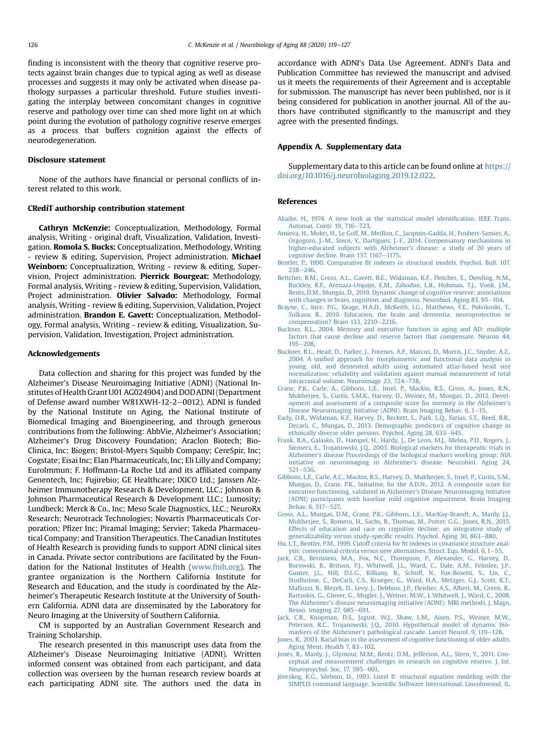finding is inconsistent with the theory that cognitive reserve protects against brain changes due to typical aging as well as disease processes and suggests it may only be activated when disease pathology surpasses a particular threshold. Future studies investigating the interplay between concomitant changes in cognitive reserve and pathology over time can shed more light on at which point during the evolution of pathology cognitive reserve emerges as a process that buffers cognition against the effects of neurodegeneration.

## Disclosure statement

None of the authors have financial or personal conflicts of interest related to this work.

## CRediT authorship contribution statement

**Cathryn McKenzie:** Conceptualization, Methodology, Formal analysis, Writing - original draft, Visualization, Validation, Investigation. **Romola S. Bucks:** Conceptualization, Methodology, Writing - review & editing, Supervision, Project administration. **Michael Weinborn:** Conceptualization, Writing - review & editing, Supervision, Project administration. **Pierrick Bourgeat:** Methodology, Formal analysis, Writing - review & editing, Supervision, Validation, Project administration. **Olivier Salvado:** Methodology, Formal analysis, Writing - review & editing, Supervision, Validation, Project administration. **Brandon E. Gavett:** Conceptualization, Methodology, Formal analysis, Writing - review & editing, Visualization, Supervision, Validation, Investigation, Project administration.

## Acknowledgements

Data collection and sharing for this project was funded by the Alzheimer's Disease Neuroimaging Initiative (ADNI) (National Institutes of Health Grant U01 AG024904) and DOD ADNI (Department of Defense award number W81XWH-12-2–0012). ADNI is funded by the National Institute on Aging, the National Institute of Biomedical Imaging and Bioengineering, and through generous contributions from the following: AbbVie, Alzheimer's Association; Alzheimer's Drug Discovery Foundation; Araclon Biotech; BioClinica, Inc; Biogen; Bristol-Myers Squibb Company; CereSpir, Inc; Cogstate; Eisai Inc; Elan Pharmaceuticals, Inc; Eli Lilly and Company; EuroImmun; F. Hoffmann-La Roche Ltd and its affiliated company Genentech, Inc; Fujirebio; GE Healthcare; IXICO Ltd.; Janssen Alzheimer Immunotherapy Research & Development, LLC.; Johnson & Johnson Pharmaceutical Research & Development LLC.; Lumosity; Lundbeck; Merck & Co., Inc; Meso Scale Diagnostics, LLC.; NeuroRx Research; Neurotrack Technologies; Novartis Pharmaceuticals Corporation; Pfizer Inc; Piramal Imaging; Servier; Takeda Pharmaceutical Company; and Transition Therapeutics. The Canadian Institutes of Health Research is providing funds to support ADNI clinical sites in Canada. Private sector contributions are facilitated by the Foundation for the National Institutes of Health (www.fnih.org). The grantee organization is the Northern California Institute for Research and Education, and the study is coordinated by the Alzheimer's Therapeutic Research Institute at the University of Southern California. ADNI data are disseminated by the Laboratory for Neuro Imaging at the University of Southern California.

CM is supported by an Australian Government Research and Training Scholarship.

The research presented in this manuscript uses data from the Alzheimer's Disease Neuroimaging Initiative (ADNI). Written informed consent was obtained from each participant, and data collection was overseen by the human research review boards at each participating ADNI site. The authors used the data in accordance with ADNI's Data Use Agreement. ADNI's Data and Publication Committee has reviewed the manuscript and advised us it meets the requirements of their Agreement and is acceptable for submission. The manuscript has never been published, nor is it being considered for publication in another journal. All of the authors have contributed significantly to the manuscript and they agree with the presented findings.

## Appendix A. Supplementary data

Supplementary data to this article can be found online at https://doi.org/10.1016/j.neurobiolaging.2019.12.022.

## References

Akaike, H., 1974. A new look at the statistical model identification. IEEE Trans. Automat. Contr. 19, 716–723.

Amieva, H., Mokri, H., Le Goff, M., Meillon, C., Jacqmin-Gadda, H., Foubert-Samier, A., Orgogozo, J.-M., Stern, Y., Dartigues, J.-F., 2014. Compensatory mechanisms in higher-educated subjects with Alzheimer's disease: a study of 20 years of cognitive decline. Brain 137, 1167–1175.

Bentler, P., 1990. Comparative fit indexes in structural models. Psychol. Bull. 107, 238–246.

Bettcher, B.M., Gross, A.L., Gavett, B.E., Widaman, K.F., Fletcher, E., Dowling, N.M., Buckley, R.F., Arenaza-Urquijo, E.M., Zahodne, L.B., Hohman, T.J., Vonk, J.M., Rents, D.M., Mungas, D., 2019. Dynamic change of cognitive reserve: associations with changes in brain, cognition, and diagnosis. Neurobiol. Aging 83, 95–104.

Brayne, C., Ince, P.G., Keage, H.A.D., McKeith, I.G., Matthews, F.E., Polvikoski, T., Sulkava, R., 2010. Education, the brain and dementia: neuroprotection or compensation? Brain 133, 2210–2216.

Buckner, R.L., 2004. Memory and executive function in aging and AD: multiple factors that cause decline and reserve factors that compensate. Neuron 44, 195–208.

Buckner, R.L., Head, D., Parker, J., Fotenos, A.F., Marcus, D., Morris, J.C., Snyder, A.Z., 2004. A unified approach for morphometric and functional data analysis in young, old, and demented adults using automated atlas-based head size normalization: reliability and validation against manual measurement of total intracranial volume. Neuroimage 23, 724–738.

Crane, P.K., Carle, A., Gibbons, L.E., Insel, P., Mackin, R.S., Gross, A., Jones, R.N., Mukherjee, S., Curtis, S.M.K., Harvey, D., Weiner, M., Mungas, D., 2012. Development and assessment of a composite score for memory in the Alzheimer's Disease Neuroimaging Initiative (ADNI). Brain Imaging Behav. 6, 1–15.

Early, D.R., Widaman, K.F., Harvey, D., Beckett, L., Park, L.Q., Farias, S.T., Reed, B.R., Decarli, C., Mungas, D., 2013. Demographic predictors of cognitive change in ethnically diverse older persons. Psychol. Aging 28, 633–645.

Frank, R.A., Galasko, D., Hampel, H., Hardy, J., De Leon, M.J., Mehta, P.D., Rogers, J., Siemers, E., Trojanowski, J.Q., 2003. Biological markers for therapeutic trials in Alzheimer's disease Proceedings of the biological markers working group; NIA initiative on neuroimaging in Alzheimer's disease. Neurobiol. Aging 24, 521–536.

Gibbons, L.E., Carle, A.C., Mackin, R.S., Harvey, D., Mukherjee, S., Insel, P., Curtis, S.M., Mungas, D., Crane, P.K., Initiative, for the A.D.N., 2012. A composite score for executive functioning, validated in Alzheimer's Disease Neuroimaging Initiative (ADNI) participants with baseline mild cognitive impairment. Brain Imaging Behav. 6, 517–527.

Gross, A.L., Mungas, D.M., Crane, P.K., Gibbons, L.E., MacKay-Brandt, A., Manly, J.J., Mukherjee, S., Romero, H., Sachs, B., Thomas, M., Potter, G.G., Jones, R.N., 2015. Effects of education and race on cognitive decline: an integrative study of generalizability versus study-specific results. Psychol. Aging 30, 863–880.

Hu, L.T., Bentler, P.M., 1999. Cutoff criteria for fit indexes in covariance structure analysis: conventional criteria versus new alternatives. Struct. Equ. Model. 6, 1–55.

Jack, C.R., Bernstein, M.A., Fox, N.C., Thompson, P., Alexander, G., Harvey, D., Borowski, B., Britson, P.J., Whitwell, J.L., Ward, C., Dale, A.M., Felmlee, J.P., Gunter, J.L., Hill, D.L.G., Killiany, R., Schuff, N., Fox-Bosetti, S., Lin, C., Studholme, C., DeCarli, C.S., Krueger, G., Ward, H.A., Metzger, G.J., Scott, K.T., Mallozzi, R., Blezek, D., Levy, J., Debbins, J.P., Fleisher, A.S., Albert, M., Green, R., Bartzokis, G., Glover, G., Mugler, J., Weiner, M.W., L Whitwell, J., Ward, C., 2008. The Alzheimer's disease neuroimaging initiative (ADNI): MRI methods. J. Magn. Reson. Imaging 27, 685–691.

Jack, C.R., Knopman, D.S., Jagust, W.J., Shaw, L.M., Aisen, P.S., Weiner, M.W., Petersen, R.C., Trojanowski, J.Q., 2010. Hypothetical model of dynamic biomarkers of the Alzheimer's pathological cascade. Lancet Neurol. 9, 119–128.

Jones, R., 2003. Racial bias in the assessment of cognitive functioning of older adults. Aging Ment. Health 7, 83–102.

Jones, R., Manly, J., Glymour, M.M., Rentz, D.M., Jefferson, A.L., Stern, Y., 2011. Conceptual and measurement challenges in research on cognitive reserve. J. Int. Neuropsychol. Soc. 17, 593–601.

Jöreskog, K.G., Sörbom, D., 1993. Lisrel 8: structural equation modeling with the SIMPLIS command language. Scientific Software International, Lincolnwood, IL.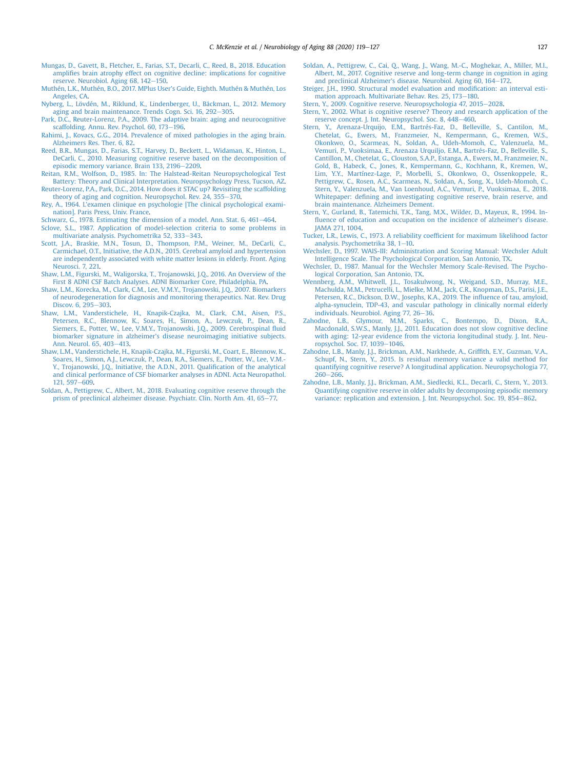Mungas, D., Gavett, B., Fletcher, E., Farias, S.T., Decarli, C., Reed, B., 2018. Education amplifies brain atrophy effect on cognitive decline: implications for cognitive reserve. Neurobiol. Aging 68, 142–150.

Muthén, L.K., Muthén, B.O., 2017. MPlus User's Guide, Eighth. Muthén & Muthén, Los Angeles, CA.

Nyberg, L., Lövdén, M., Riklund, K., Lindenberger, U., Bäckman, L., 2012. Memory aging and brain maintenance. Trends Cogn. Sci. 16, 292–305.

Park, D.C., Reuter-Lorenz, P.A., 2009. The adaptive brain: aging and neurocognitive scaffolding. Annu. Rev. Psychol. 60, 173–196.

Rahimi, J., Kovacs, G.G., 2014. Prevalence of mixed pathologies in the aging brain. Alzheimers Res. Ther. 6, 82.

Reed, B.R., Mungas, D., Farias, S.T., Harvey, D., Beckett, L., Widaman, K., Hinton, L., DeCarli, C., 2010. Measuring cognitive reserve based on the decomposition of episodic memory variance. Brain 133, 2196–2209.

Reitan, R.M., Wolfson, D., 1985. In: The Halstead-Reitan Neuropsychological Test Battery: Theory and Clinical Interpretation. Neuropsychology Press, Tucson, AZ.

Reuter-Lorenz, P.A., Park, D.C., 2014. How does it STAC up? Revisiting the scaffolding theory of aging and cognition. Neuropsychol. Rev. 24, 355–370.

Rey, A., 1964. L'examen clinique en psychologie [The clinical psychological examination]. Paris Press, Univ. France.

Schwarz, G., 1978. Estimating the dimension of a model. Ann. Stat. 6, 461–464.

Sclove, S.L., 1987. Application of model-selection criteria to some problems in multivariate analysis. Psychometrika 52, 333–343.

Scott, J.A., Braskie, M.N., Tosun, D., Thompson, P.M., Weiner, M., DeCarli, C., Carmichael, O.T., Initiative, the A.D.N., 2015. Cerebral amyloid and hypertension are independently associated with white matter lesions in elderly. Front. Aging Neurosci. 7, 221.

Shaw, L.M., Figurski, M., Waligorska, T., Trojanowski, J.Q., 2016. An Overview of the First 8 ADNI CSF Batch Analyses. ADNI Biomarker Core, Philadelphia, PA.

Shaw, L.M., Korecka, M., Clark, C.M., Lee, V.M.Y., Trojanowski, J.Q., 2007. Biomarkers of neurodegeneration for diagnosis and monitoring therapeutics. Nat. Rev. Drug Discov. 6, 295–303.

Shaw, L.M., Vanderstichele, H., Knapik-Czajka, M., Clark, C.M., Aisen, P.S., Petersen, R.C., Blennow, K., Soares, H., Simon, A., Lewczuk, P., Dean, R., Siemers, E., Potter, W., Lee, V.M.Y., Trojanowski, J.Q., 2009. Cerebrospinal fluid biomarker signature in alzheimer's disease neuroimaging initiative subjects. Ann. Neurol. 65, 403–413.

Shaw, L.M., Vanderstichele, H., Knapik-Czajka, M., Figurski, M., Coart, E., Blennow, K., Soares, H., Simon, A.J., Lewczuk, P., Dean, R.A., Siemers, E., Potter, W., Lee, V.M.-Y., Trojanowski, J.Q., Initiative, the A.D.N., 2011. Qualification of the analytical and clinical performance of CSF biomarker analyses in ADNI. Acta Neuropathol. 121, 597–609.

Soldan, A., Pettigrew, C., Albert, M., 2018. Evaluating cognitive reserve through the prism of preclinical alzheimer disease. Psychiatr. Clin. North Am. 41, 65–77.

Soldan, A., Pettigrew, C., Cai, Q., Wang, J., Wang, M.-C., Moghekar, A., Miller, M.I., Albert, M., 2017. Cognitive reserve and long-term change in cognition in aging and preclinical Alzheimer's disease. Neurobiol. Aging 60, 164–172.

Steiger, J.H., 1990. Structural model evaluation and modification: an interval estimation approach. Multivariate Behav. Res. 25, 173–180.

Stern, Y., 2009. Cognitive reserve. Neuropsychologia 47, 2015–2028.

Stern, Y., 2002. What is cognitive reserve? Theory and research application of the reserve concept. J. Int. Neuropsychol. Soc. 8, 448–460.

Stern, Y., Arenaza-Urquijo, E.M., Bartrés-Faz, D., Belleville, S., Cantilon, M., Chetelat, G., Ewers, M., Franzmeier, N., Kempermann, G., Kremen, W.S., Okonkwo, O., Scarmeas, N., Soldan, A., Udeh-Momoh, C., Valenzuela, M., Vemuri, P., Vuoksimaa, E., Arenaza Urquiljo, E.M., Bartrés-Faz, D., Belleville, S., Cantillon, M., Chetelat, G., Clouston, S.A.P., Estanga, A., Ewers, M., Franzmeier, N., Gold, B., Habeck, C., Jones, R., Kempermann, G., Kochhann, R., Kremen, W., Lim, Y.Y., Martínez-Lage, P., Morbelli, S., Okonkwo, O., Ossenkoppele, R., Pettigrew, C., Rosen, A.C., Scarmeas, N., Soldan, A., Song, X., Udeh-Momoh, C., Stern, Y., Valenzuela, M., Van Loenhoud, A.C., Vemuri, P., Vuoksimaa, E., 2018. Whitepaper: defining and investigating cognitive reserve, brain reserve, and brain maintenance. Alzheimers Dement.

Stern, Y., Gurland, B., Tatemichi, T.K., Tang, M.X., Wilder, D., Mayeux, R., 1994. Influence of education and occupation on the incidence of alzheimer's disease. JAMA 271, 1004.

Tucker, L.R., Lewis, C., 1973. A reliability coefficient for maximum likelihood factor analysis. Psychometrika 38, 1–10.

Wechsler, D., 1997. WAIS-III: Administration and Scoring Manual: Wechsler Adult Intelligence Scale. The Psychological Corporation, San Antonio, TX.

Wechsler, D., 1987. Manual for the Wechsler Memory Scale-Revised. The Psychological Corporation, San Antonio, TX.

Wennberg, A.M., Whitwell, J.L., Tosakulwong, N., Weigand, S.D., Murray, M.E., Machulda, M.M., Petrucelli, L., Mielke, M.M., Jack, C.R., Knopman, D.S., Parisi, J.E., Petersen, R.C., Dickson, D.W., Josephs, K.A., 2019. The influence of tau, amyloid, alpha-synuclein, TDP-43, and vascular pathology in clinically normal elderly individuals. Neurobiol. Aging 77, 26–36.

Zahodne, L.B., Glymour, M.M., Sparks, C., Bontempo, D., Dixon, R.A., Macdonald, S.W.S., Manly, J.J., 2011. Education does not slow cognitive decline with aging: 12-year evidence from the victoria longitudinal study. J. Int. Neuropsychol. Soc. 17, 1039–1046.

Zahodne, L.B., Manly, J.J., Brickman, A.M., Narkhede, A., Griffith, E.Y., Guzman, V.A., Schupf, N., Stern, Y., 2015. Is residual memory variance a valid method for quantifying cognitive reserve? A longitudinal application. Neuropsychologia 77, 260–266.

Zahodne, L.B., Manly, J.J., Brickman, A.M., Siedlecki, K.L., Decarli, C., Stern, Y., 2013. Quantifying cognitive reserve in older adults by decomposing episodic memory variance: replication and extension. J. Int. Neuropsychol. Soc. 19, 854–862.